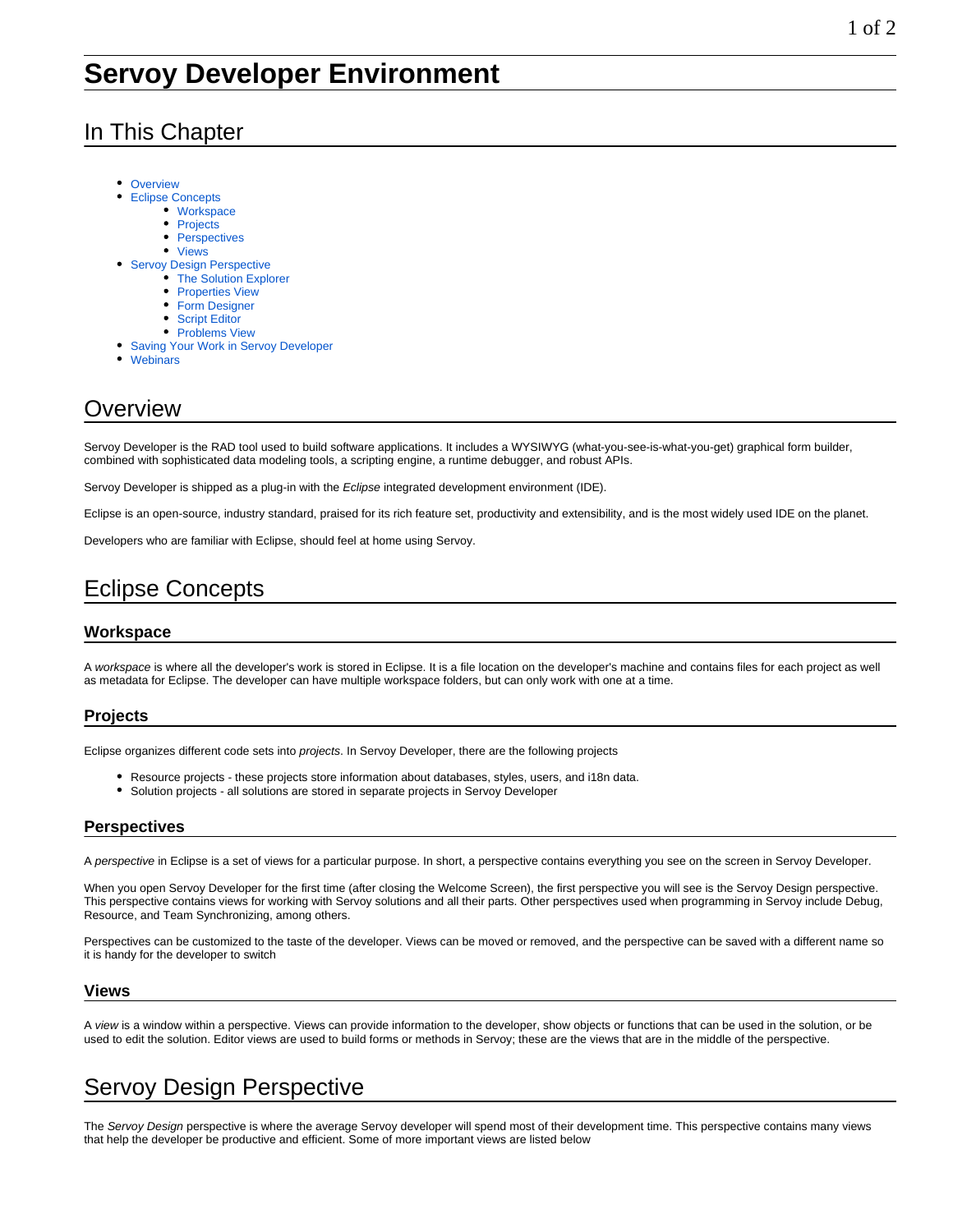# Servoy Developer Environment

## In This Chapter

- Overview
- Eclipse Concepts
  - Workspace
  - Projects
  - Perspectives
  - Views
- Servoy Design Perspective
  - The Solution Explorer
  - Properties View
  - Form Designer
  - Script Editor
  - Problems View
- Saving Your Work in Servoy Developer
- Webinars

## Overview

Servoy Developer is the RAD tool used to build software applications. It includes a WYSIWYG (what-you-see-is-what-you-get) graphical form builder, combined with sophisticated data modeling tools, a scripting engine, a runtime debugger, and robust APIs.

Servoy Developer is shipped as a plug-in with the *Eclipse* integrated development environment (IDE).

Eclipse is an open-source, industry standard, praised for its rich feature set, productivity and extensibility, and is the most widely used IDE on the planet.

Developers who are familiar with Eclipse, should feel at home using Servoy.

## Eclipse Concepts

### Workspace

A *workspace* is where all the developer's work is stored in Eclipse. It is a file location on the developer's machine and contains files for each project as well as metadata for Eclipse. The developer can have multiple workspace folders, but can only work with one at a time.

### Projects

Eclipse organizes different code sets into *projects*. In Servoy Developer, there are the following projects

- Resource projects - these projects store information about databases, styles, users, and i18n data.
- Solution projects - all solutions are stored in separate projects in Servoy Developer

### Perspectives

A *perspective* in Eclipse is a set of views for a particular purpose. In short, a perspective contains everything you see on the screen in Servoy Developer.

When you open Servoy Developer for the first time (after closing the Welcome Screen), the first perspective you will see is the Servoy Design perspective. This perspective contains views for working with Servoy solutions and all their parts. Other perspectives used when programming in Servoy include Debug, Resource, and Team Synchronizing, among others.

Perspectives can be customized to the taste of the developer. Views can be moved or removed, and the perspective can be saved with a different name so it is handy for the developer to switch

### Views

A *view* is a window within a perspective. Views can provide information to the developer, show objects or functions that can be used in the solution, or be used to edit the solution. Editor views are used to build forms or methods in Servoy; these are the views that are in the middle of the perspective.

## Servoy Design Perspective

The *Servoy Design* perspective is where the average Servoy developer will spend most of their development time. This perspective contains many views that help the developer be productive and efficient. Some of more important views are listed below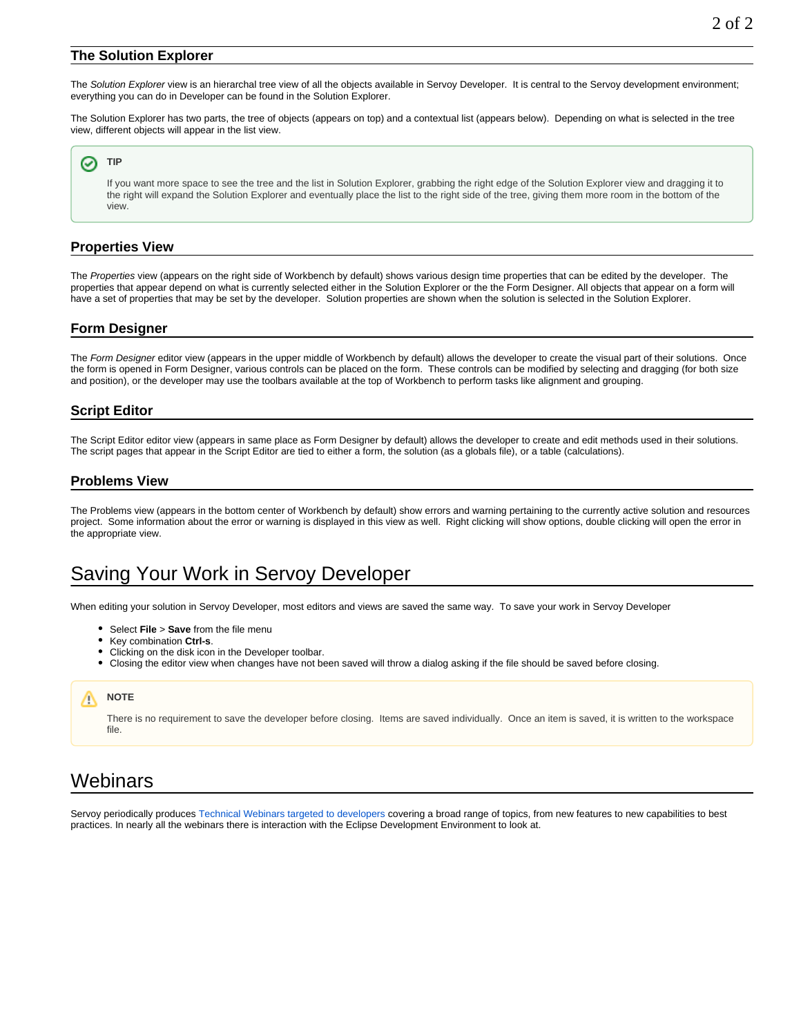### The Solution Explorer

The *Solution Explorer* view is an hierarchal tree view of all the objects available in Servoy Developer.  It is central to the Servoy development environment; everything you can do in Developer can be found in the Solution Explorer.

The Solution Explorer has two parts, the tree of objects (appears on top) and a contextual list (appears below).  Depending on what is selected in the tree view, different objects will appear in the list view.

> **TIP**
>
> If you want more space to see the tree and the list in Solution Explorer, grabbing the right edge of the Solution Explorer view and dragging it to the right will expand the Solution Explorer and eventually place the list to the right side of the tree, giving them more room in the bottom of the view.

### Properties View

The *Properties* view (appears on the right side of Workbench by default) shows various design time properties that can be edited by the developer.  The properties that appear depend on what is currently selected either in the Solution Explorer or the the Form Designer. All objects that appear on a form will have a set of properties that may be set by the developer.  Solution properties are shown when the solution is selected in the Solution Explorer.

### Form Designer

The *Form Designer* editor view (appears in the upper middle of Workbench by default) allows the developer to create the visual part of their solutions.  Once the form is opened in Form Designer, various controls can be placed on the form.  These controls can be modified by selecting and dragging (for both size and position), or the developer may use the toolbars available at the top of Workbench to perform tasks like alignment and grouping.

### Script Editor

The Script Editor editor view (appears in same place as Form Designer by default) allows the developer to create and edit methods used in their solutions.  The script pages that appear in the Script Editor are tied to either a form, the solution (as a globals file), or a table (calculations).

### Problems View

The Problems view (appears in the bottom center of Workbench by default) show errors and warning pertaining to the currently active solution and resources project.  Some information about the error or warning is displayed in this view as well.  Right clicking will show options, double clicking will open the error in the appropriate view.

## Saving Your Work in Servoy Developer

When editing your solution in Servoy Developer, most editors and views are saved the same way.  To save your work in Servoy Developer

- Select **File** > **Save** from the file menu
- Key combination **Ctrl-s**.
- Clicking on the disk icon in the Developer toolbar.
- Closing the editor view when changes have not been saved will throw a dialog asking if the file should be saved before closing.

> **NOTE**
>
> There is no requirement to save the developer before closing.  Items are saved individually.  Once an item is saved, it is written to the workspace file.

## Webinars

Servoy periodically produces Technical Webinars targeted to developers covering a broad range of topics, from new features to new capabilities to best practices. In nearly all the webinars there is interaction with the Eclipse Development Environment to look at.